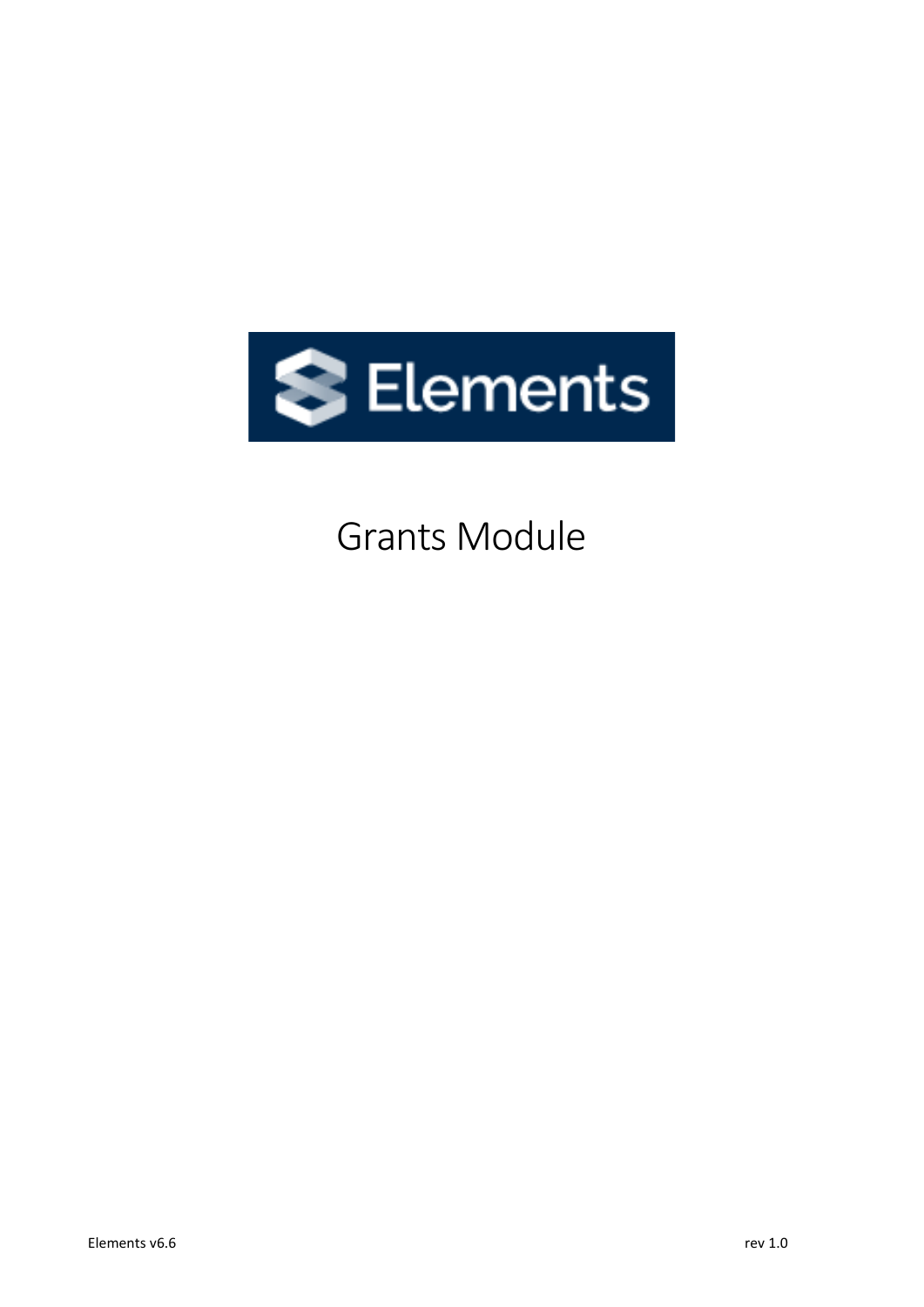# Elements

## Grants Module

Elements v6.6 rev 1.0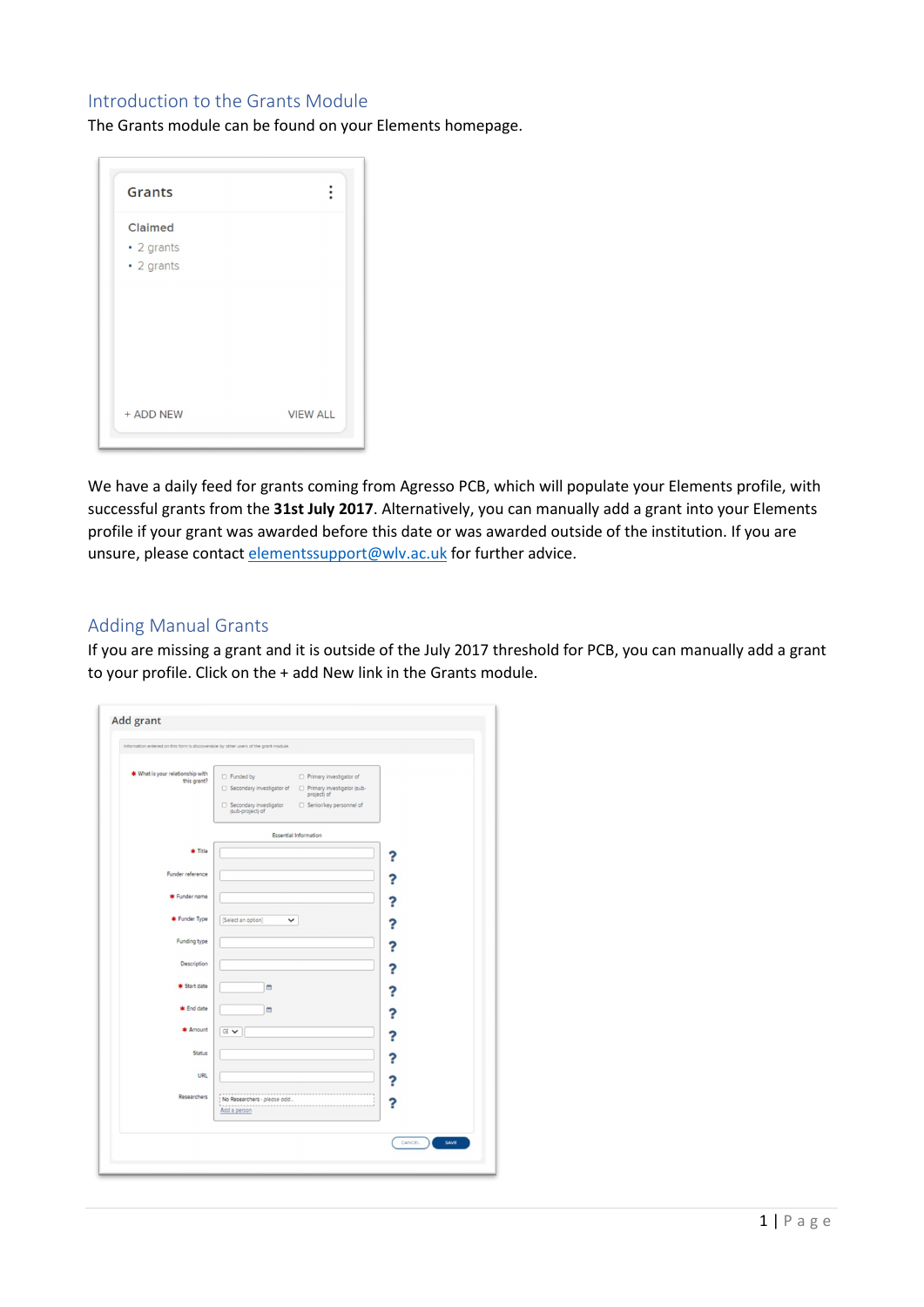## Introduction to the Grants Module

The Grants module can be found on your Elements homepage.

We have a daily feed for grants coming from Agresso PCB, which will populate your Elements profile, with successful grants from the **31st July 2017**. Alternatively, you can manually add a grant into your Elements profile if your grant was awarded before this date or was awarded outside of the institution. If you are unsure, please contact elementssupport@wlv.ac.uk for further advice.

## Adding Manual Grants

If you are missing a grant and it is outside of the July 2017 threshold for PCB, you can manually add a grant to your profile. Click on the + add New link in the Grants module.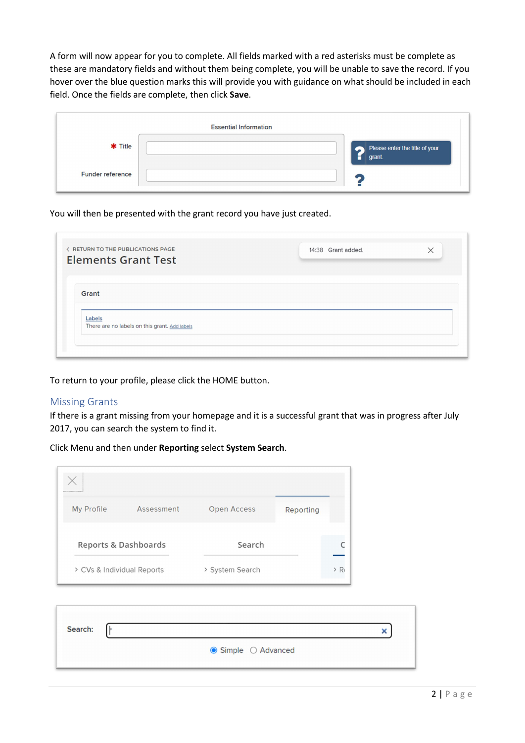A form will now appear for you to complete. All fields marked with a red asterisks must be complete as these are mandatory fields and without them being complete, you will be unable to save the record. If you hover over the blue question marks this will provide you with guidance on what should be included in each field. Once the fields are complete, then click **Save**.

You will then be presented with the grant record you have just created.

To return to your profile, please click the HOME button.

## Missing Grants

If there is a grant missing from your homepage and it is a successful grant that was in progress after July 2017, you can search the system to find it.

Click Menu and then under **Reporting** select **System Search**.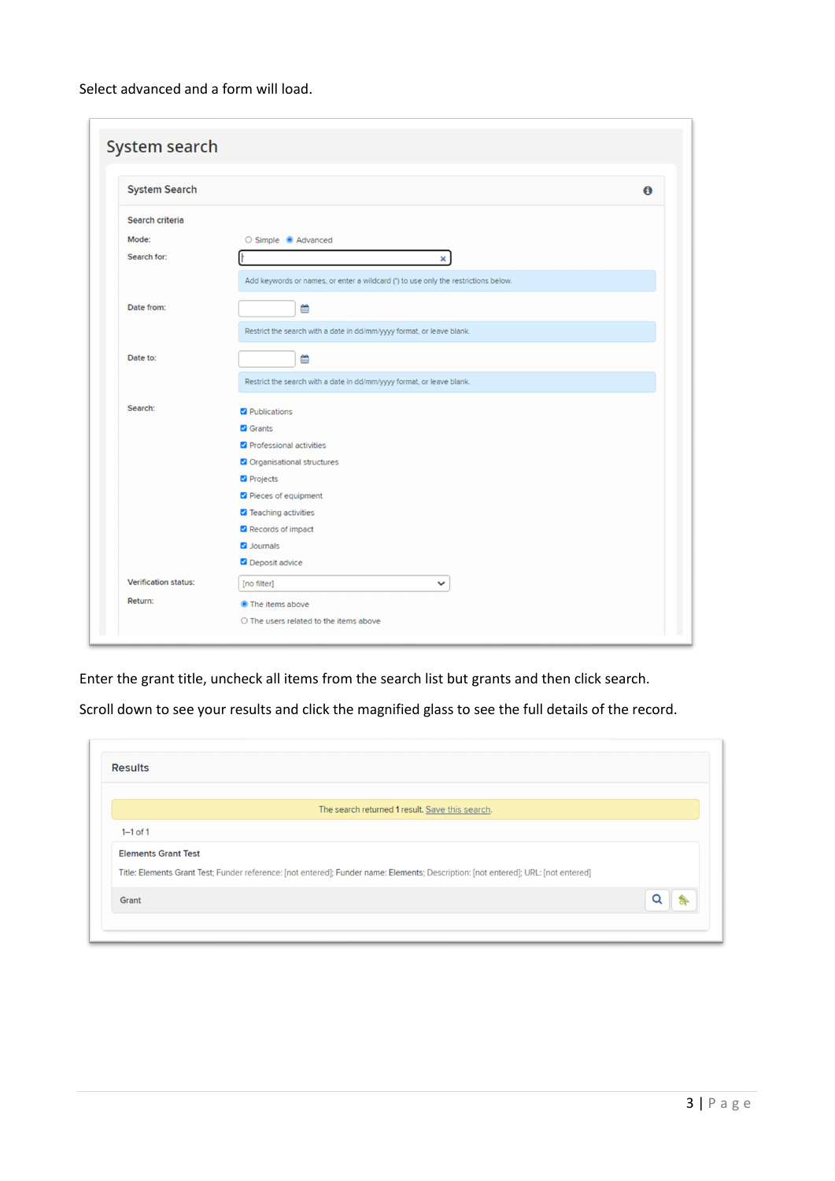Select advanced and a form will load.

System search

System Search

Search criteria

Mode: Simple Advanced

Search for:

Add keywords or names, or enter a wildcard (*) to use only the restrictions below.

Date from:

Restrict the search with a date in dd/mm/yyyy format, or leave blank.

Date to:

Restrict the search with a date in dd/mm/yyyy format, or leave blank.

Search:

- Publications
- Grants
- Professional activities
- Organisational structures
- Projects
- Pieces of equipment
- Teaching activities
- Records of impact
- Journals
- Deposit advice

Verification status: [no filter]

Return:

- The items above
- The users related to the items above

Enter the grant title, uncheck all items from the search list but grants and then click search.

Scroll down to see your results and click the magnified glass to see the full details of the record.

Results

The search returned 1 result. Save this search.

1–1 of 1

Elements Grant Test

Title: Elements Grant Test; Funder reference: [not entered]; Funder name: Elements; Description: [not entered]; URL: [not entered]

Grant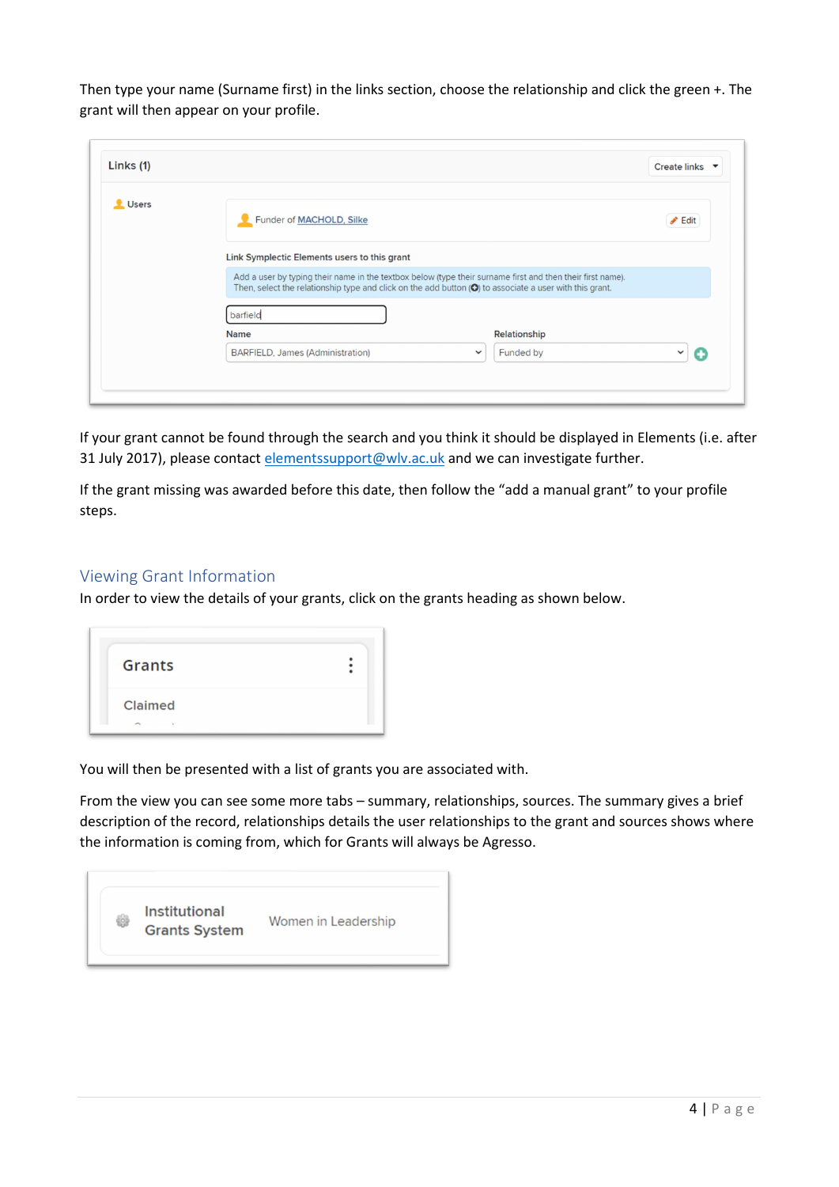Then type your name (Surname first) in the links section, choose the relationship and click the green +. The grant will then appear on your profile.

If your grant cannot be found through the search and you think it should be displayed in Elements (i.e. after 31 July 2017), please contact elementssupport@wlv.ac.uk and we can investigate further.

If the grant missing was awarded before this date, then follow the "add a manual grant" to your profile steps.

## Viewing Grant Information

In order to view the details of your grants, click on the grants heading as shown below.

You will then be presented with a list of grants you are associated with.

From the view you can see some more tabs – summary, relationships, sources. The summary gives a brief description of the record, relationships details the user relationships to the grant and sources shows where the information is coming from, which for Grants will always be Agresso.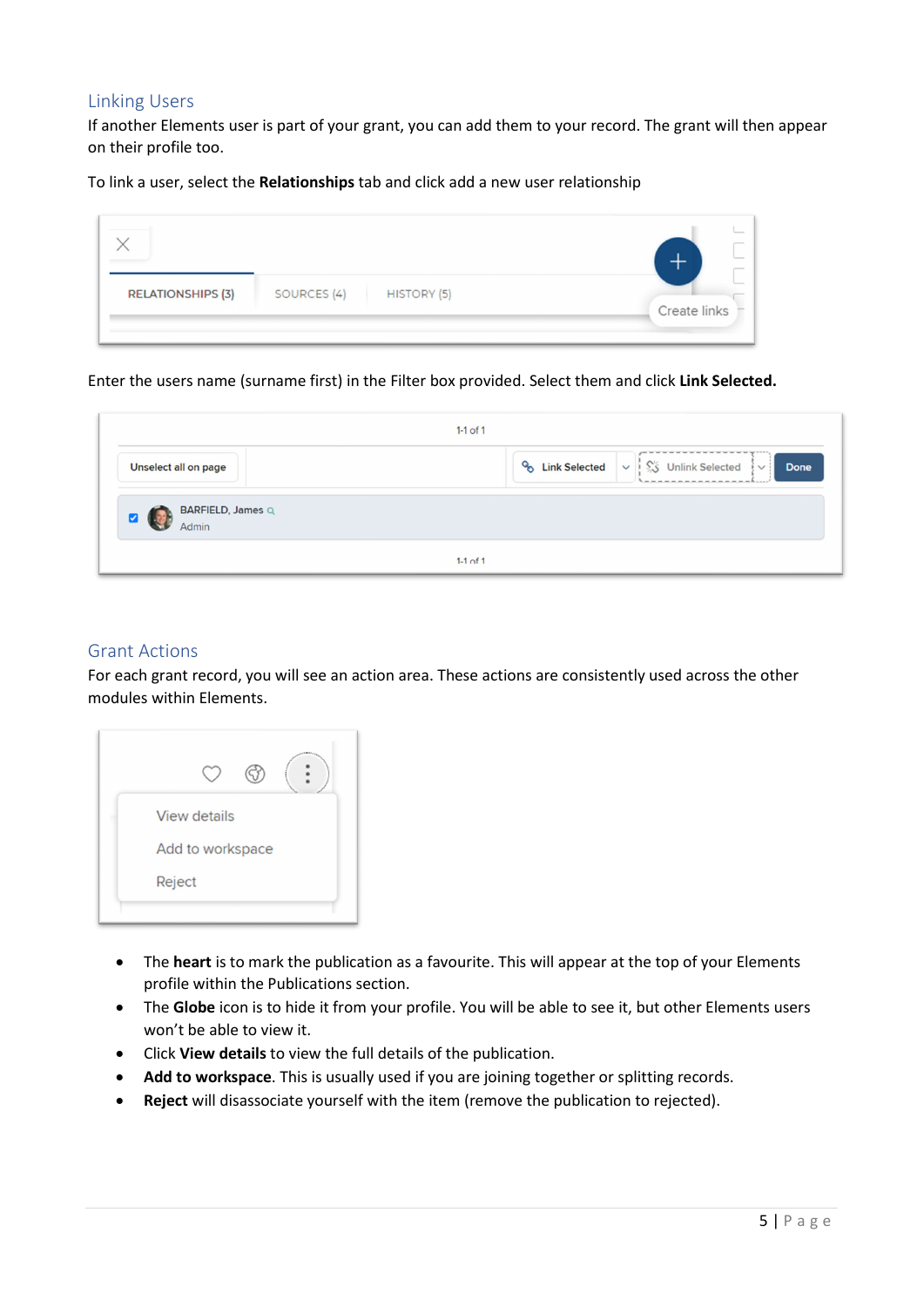## Linking Users

If another Elements user is part of your grant, you can add them to your record. The grant will then appear on their profile too.

To link a user, select the **Relationships** tab and click add a new user relationship

Enter the users name (surname first) in the Filter box provided. Select them and click **Link Selected.**

## Grant Actions

For each grant record, you will see an action area. These actions are consistently used across the other modules within Elements.

- The **heart** is to mark the publication as a favourite. This will appear at the top of your Elements profile within the Publications section.
- The **Globe** icon is to hide it from your profile. You will be able to see it, but other Elements users won't be able to view it.
- Click **View details** to view the full details of the publication.
- **Add to workspace**. This is usually used if you are joining together or splitting records.
- **Reject** will disassociate yourself with the item (remove the publication to rejected).